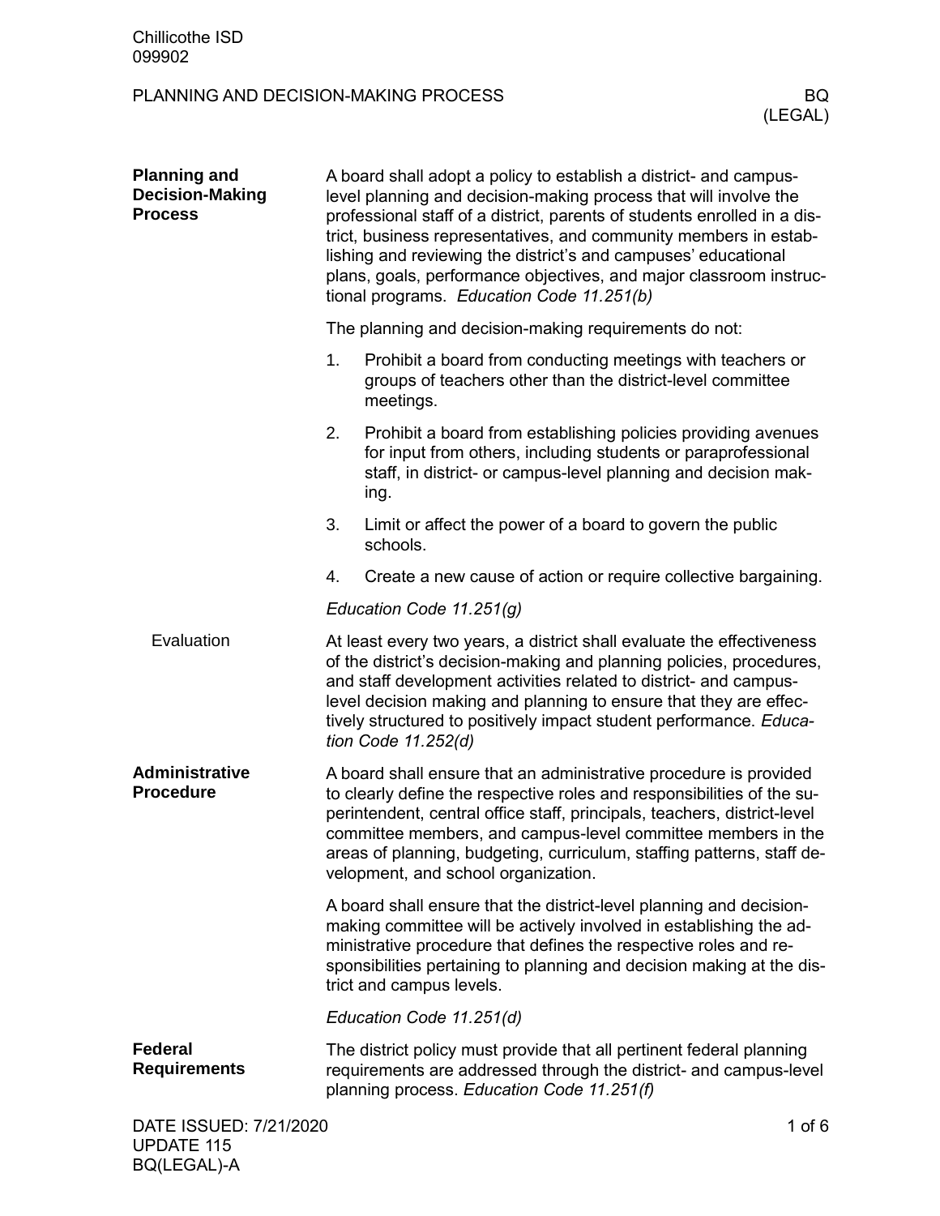# PLANNING AND DECISION-MAKING PROCESS

BQ (LEGAL)

## Planning and Decision-Making Process

A board shall adopt a policy to establish a district- and campus-level planning and decision-making process that will involve the professional staff of a district, parents of students enrolled in a district, business representatives, and community members in establishing and reviewing the district's and campuses' educational plans, goals, performance objectives, and major classroom instructional programs. *Education Code 11.251(b)*

The planning and decision-making requirements do not:

1. Prohibit a board from conducting meetings with teachers or groups of teachers other than the district-level committee meetings.
2. Prohibit a board from establishing policies providing avenues for input from others, including students or paraprofessional staff, in district- or campus-level planning and decision making.
3. Limit or affect the power of a board to govern the public schools.
4. Create a new cause of action or require collective bargaining.

*Education Code 11.251(g)*

### Evaluation

At least every two years, a district shall evaluate the effectiveness of the district's decision-making and planning policies, procedures, and staff development activities related to district- and campus-level decision making and planning to ensure that they are effectively structured to positively impact student performance. *Education Code 11.252(d)*

## Administrative Procedure

A board shall ensure that an administrative procedure is provided to clearly define the respective roles and responsibilities of the superintendent, central office staff, principals, teachers, district-level committee members, and campus-level committee members in the areas of planning, budgeting, curriculum, staffing patterns, staff development, and school organization.

A board shall ensure that the district-level planning and decision-making committee will be actively involved in establishing the administrative procedure that defines the respective roles and responsibilities pertaining to planning and decision making at the district and campus levels.

*Education Code 11.251(d)*

## Federal Requirements

The district policy must provide that all pertinent federal planning requirements are addressed through the district- and campus-level planning process. *Education Code 11.251(f)*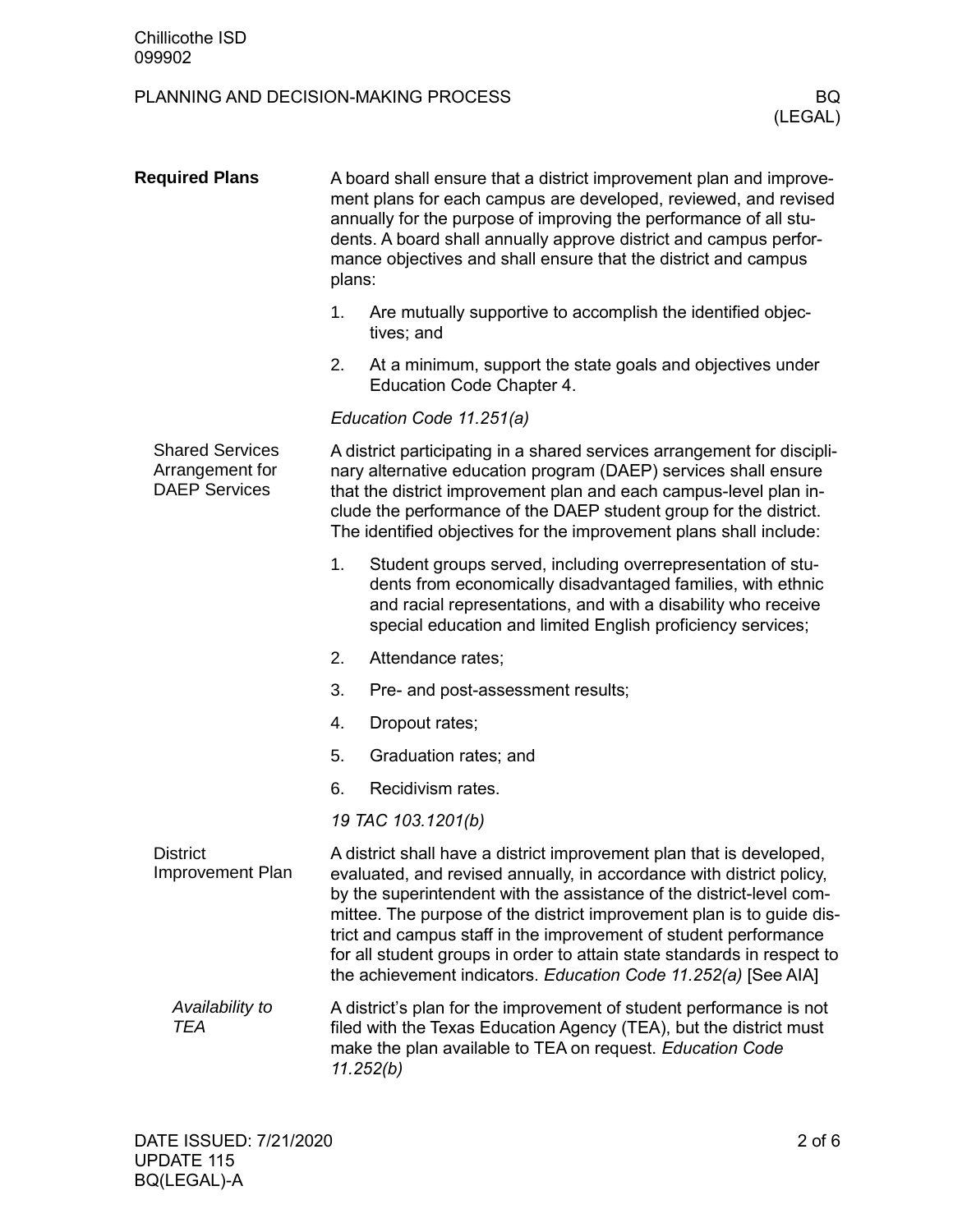## Required Plans

A board shall ensure that a district improvement plan and improvement plans for each campus are developed, reviewed, and revised annually for the purpose of improving the performance of all students. A board shall annually approve district and campus performance objectives and shall ensure that the district and campus plans:

1. Are mutually supportive to accomplish the identified objectives; and
2. At a minimum, support the state goals and objectives under Education Code Chapter 4.

*Education Code 11.251(a)*

### Shared Services Arrangement for DAEP Services

A district participating in a shared services arrangement for disciplinary alternative education program (DAEP) services shall ensure that the district improvement plan and each campus-level plan include the performance of the DAEP student group for the district. The identified objectives for the improvement plans shall include:

1. Student groups served, including overrepresentation of students from economically disadvantaged families, with ethnic and racial representations, and with a disability who receive special education and limited English proficiency services;
2. Attendance rates;
3. Pre- and post-assessment results;
4. Dropout rates;
5. Graduation rates; and
6. Recidivism rates.

*19 TAC 103.1201(b)*

### District Improvement Plan

A district shall have a district improvement plan that is developed, evaluated, and revised annually, in accordance with district policy, by the superintendent with the assistance of the district-level committee. The purpose of the district improvement plan is to guide district and campus staff in the improvement of student performance for all student groups in order to attain state standards in respect to the achievement indicators. *Education Code 11.252(a)* [See AIA]

#### *Availability to TEA*

A district's plan for the improvement of student performance is not filed with the Texas Education Agency (TEA), but the district must make the plan available to TEA on request. *Education Code 11.252(b)*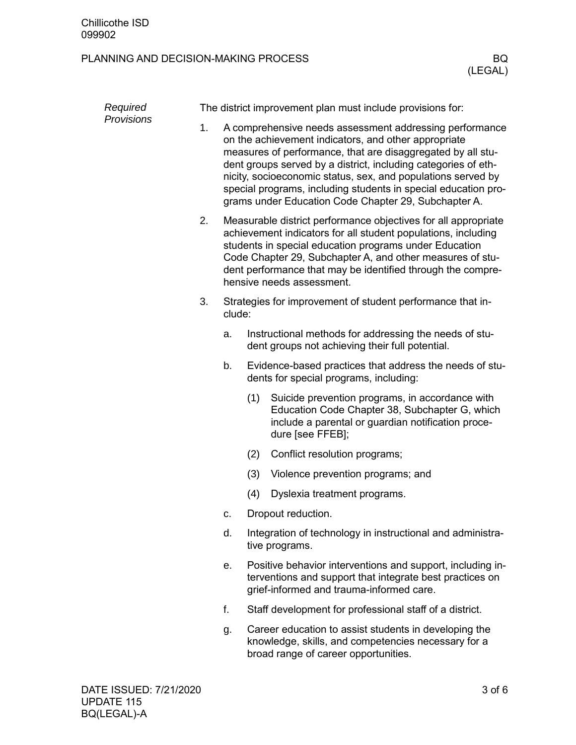*Required Provisions*

The district improvement plan must include provisions for:

1. A comprehensive needs assessment addressing performance on the achievement indicators, and other appropriate measures of performance, that are disaggregated by all student groups served by a district, including categories of ethnicity, socioeconomic status, sex, and populations served by special programs, including students in special education programs under Education Code Chapter 29, Subchapter A.
2. Measurable district performance objectives for all appropriate achievement indicators for all student populations, including students in special education programs under Education Code Chapter 29, Subchapter A, and other measures of student performance that may be identified through the comprehensive needs assessment.
3. Strategies for improvement of student performance that include:
   a. Instructional methods for addressing the needs of student groups not achieving their full potential.
   b. Evidence-based practices that address the needs of students for special programs, including:
      (1) Suicide prevention programs, in accordance with Education Code Chapter 38, Subchapter G, which include a parental or guardian notification procedure [see FFEB];
      (2) Conflict resolution programs;
      (3) Violence prevention programs; and
      (4) Dyslexia treatment programs.
   c. Dropout reduction.
   d. Integration of technology in instructional and administrative programs.
   e. Positive behavior interventions and support, including interventions and support that integrate best practices on grief-informed and trauma-informed care.
   f. Staff development for professional staff of a district.
   g. Career education to assist students in developing the knowledge, skills, and competencies necessary for a broad range of career opportunities.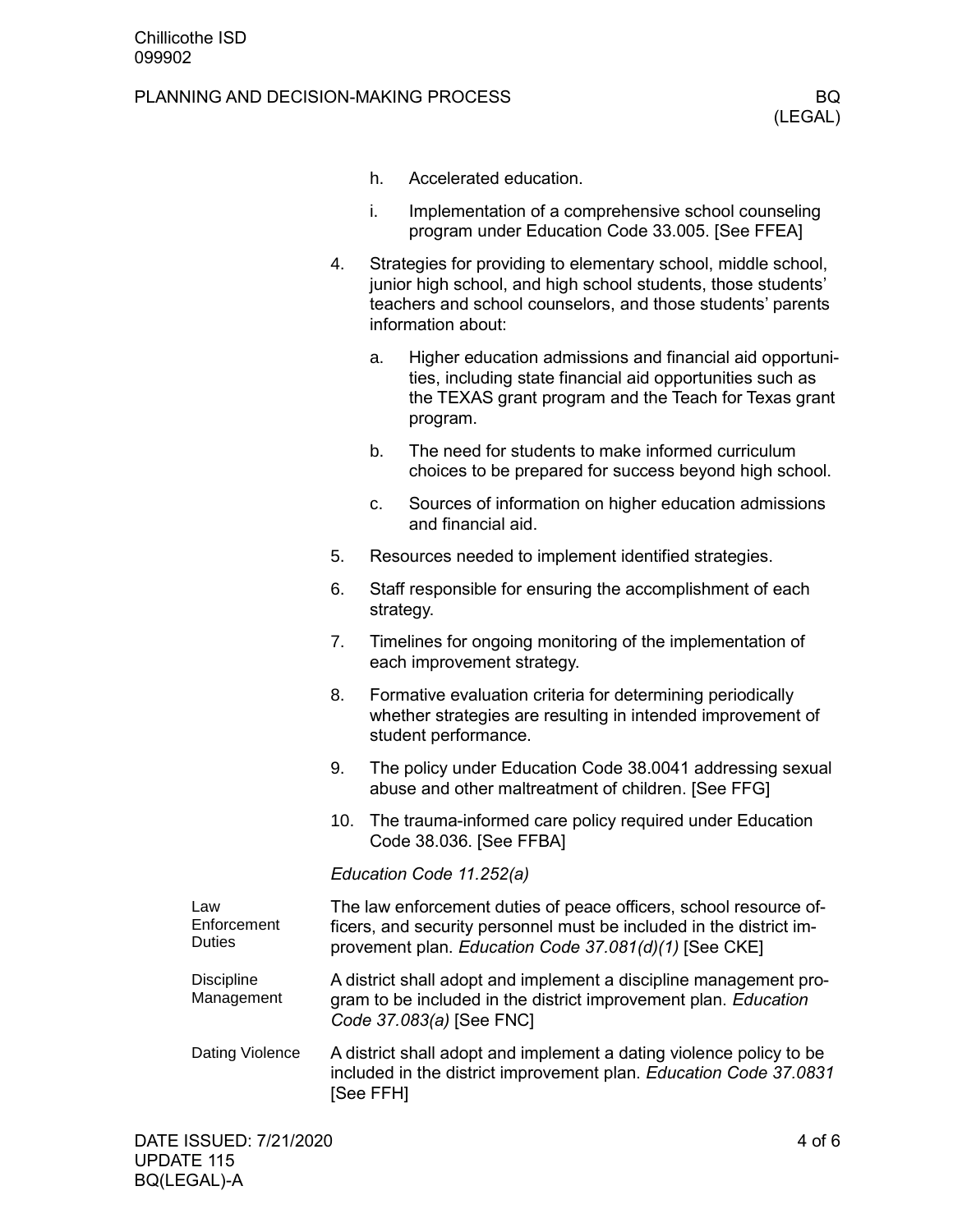h. Accelerated education.

i. Implementation of a comprehensive school counseling program under Education Code 33.005. [See FFEA]

4. Strategies for providing to elementary school, middle school, junior high school, and high school students, those students' teachers and school counselors, and those students' parents information about:

   a. Higher education admissions and financial aid opportunities, including state financial aid opportunities such as the TEXAS grant program and the Teach for Texas grant program.

   b. The need for students to make informed curriculum choices to be prepared for success beyond high school.

   c. Sources of information on higher education admissions and financial aid.

5. Resources needed to implement identified strategies.

6. Staff responsible for ensuring the accomplishment of each strategy.

7. Timelines for ongoing monitoring of the implementation of each improvement strategy.

8. Formative evaluation criteria for determining periodically whether strategies are resulting in intended improvement of student performance.

9. The policy under Education Code 38.0041 addressing sexual abuse and other maltreatment of children. [See FFG]

10. The trauma-informed care policy required under Education Code 38.036. [See FFBA]

*Education Code 11.252(a)*

**Law Enforcement Duties**

The law enforcement duties of peace officers, school resource officers, and security personnel must be included in the district improvement plan. *Education Code 37.081(d)(1)* [See CKE]

**Discipline Management**

A district shall adopt and implement a discipline management program to be included in the district improvement plan. *Education Code 37.083(a)* [See FNC]

**Dating Violence**

A district shall adopt and implement a dating violence policy to be included in the district improvement plan. *Education Code 37.0831* [See FFH]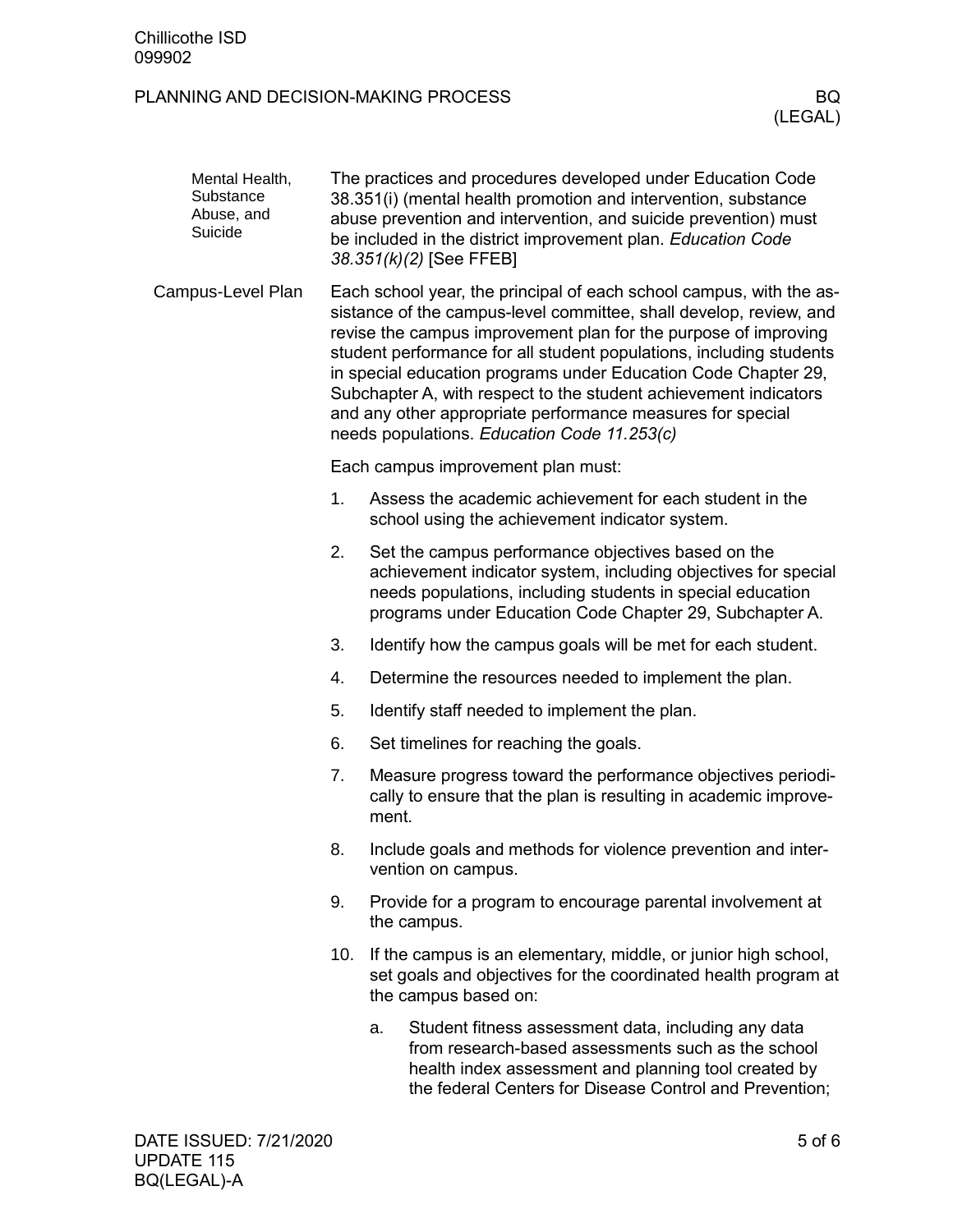#### Mental Health, Substance Abuse, and Suicide

The practices and procedures developed under Education Code 38.351(i) (mental health promotion and intervention, substance abuse prevention and intervention, and suicide prevention) must be included in the district improvement plan. *Education Code 38.351(k)(2)* [See FFEB]

### Campus-Level Plan

Each school year, the principal of each school campus, with the assistance of the campus-level committee, shall develop, review, and revise the campus improvement plan for the purpose of improving student performance for all student populations, including students in special education programs under Education Code Chapter 29, Subchapter A, with respect to the student achievement indicators and any other appropriate performance measures for special needs populations. *Education Code 11.253(c)*

Each campus improvement plan must:

1. Assess the academic achievement for each student in the school using the achievement indicator system.
2. Set the campus performance objectives based on the achievement indicator system, including objectives for special needs populations, including students in special education programs under Education Code Chapter 29, Subchapter A.
3. Identify how the campus goals will be met for each student.
4. Determine the resources needed to implement the plan.
5. Identify staff needed to implement the plan.
6. Set timelines for reaching the goals.
7. Measure progress toward the performance objectives periodically to ensure that the plan is resulting in academic improvement.
8. Include goals and methods for violence prevention and intervention on campus.
9. Provide for a program to encourage parental involvement at the campus.
10. If the campus is an elementary, middle, or junior high school, set goals and objectives for the coordinated health program at the campus based on:
    a. Student fitness assessment data, including any data from research-based assessments such as the school health index assessment and planning tool created by the federal Centers for Disease Control and Prevention;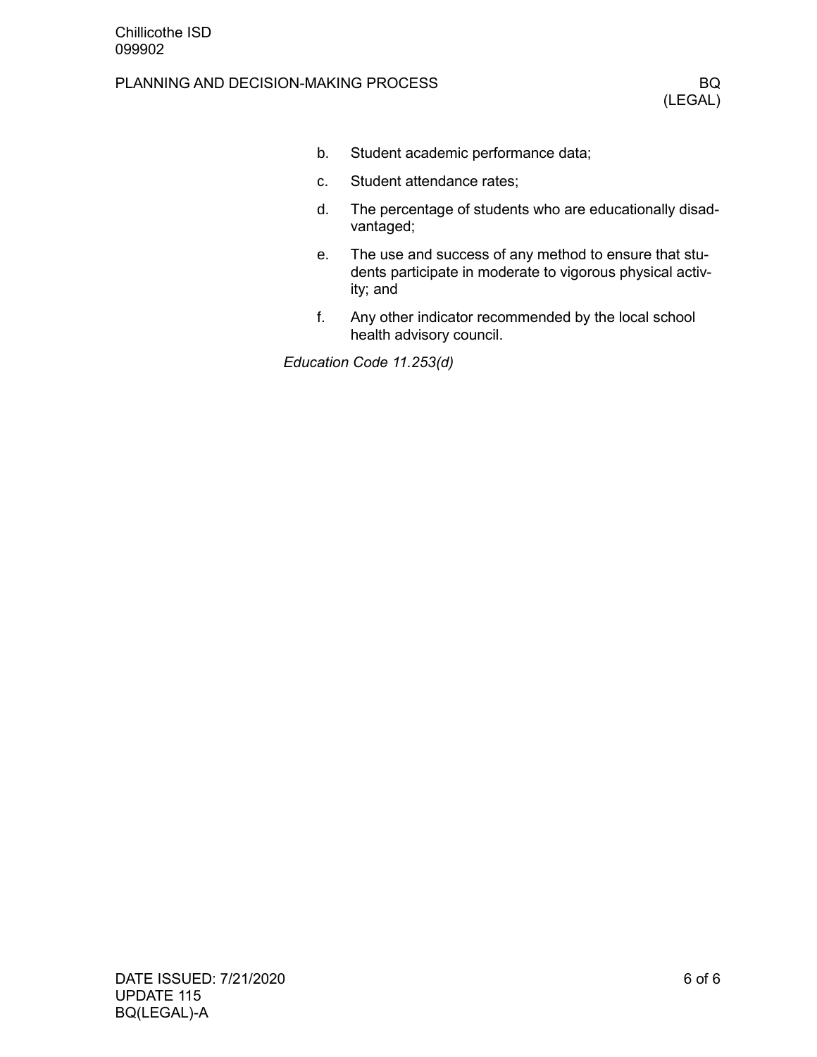b. Student academic performance data;

c. Student attendance rates;

d. The percentage of students who are educationally disadvantaged;

e. The use and success of any method to ensure that students participate in moderate to vigorous physical activity; and

f. Any other indicator recommended by the local school health advisory council.

*Education Code 11.253(d)*